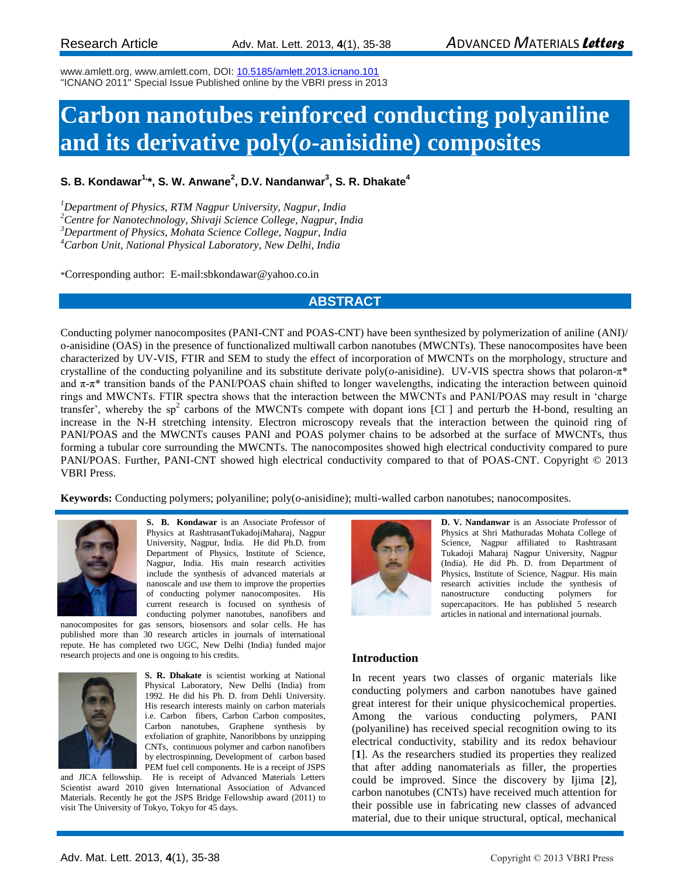www.amlett.org, www.amlett.com, DOI: 10.5185/amlett.2013.icnano.101
"ICNANO 2011" Special Issue Published online by the VBRI press in 2013

# Carbon nanotubes reinforced conducting polyaniline and its derivative poly(*o*-anisidine) composites

**S. B. Kondawar[1,*], S. W. Anwane[2], D.V. Nandanwar[3], S. R. Dhakate[4]**

[1]*Department of Physics, RTM Nagpur University, Nagpur, India*
[2]*Centre for Nanotechnology, Shivaji Science College, Nagpur, India*
[3]*Department of Physics, Mohata Science College, Nagpur, India*
[4]*Carbon Unit, National Physical Laboratory, New Delhi, India*

*Corresponding author: E-mail:sbkondawar@yahoo.co.in

## ABSTRACT

Conducting polymer nanocomposites (PANI-CNT and POAS-CNT) have been synthesized by polymerization of aniline (ANI)/ o-anisidine (OAS) in the presence of functionalized multiwall carbon nanotubes (MWCNTs). These nanocomposites have been characterized by UV-VIS, FTIR and SEM to study the effect of incorporation of MWCNTs on the morphology, structure and crystalline of the conducting polyaniline and its substitute derivate poly(*o*-anisidine). UV-VIS spectra shows that polaron-π* and π-π* transition bands of the PANI/POAS chain shifted to longer wavelengths, indicating the interaction between quinoid rings and MWCNTs. FTIR spectra shows that the interaction between the MWCNTs and PANI/POAS may result in 'charge transfer', whereby the $sp^2$ carbons of the MWCNTs compete with dopant ions [$Cl^-$] and perturb the H-bond, resulting an increase in the N-H stretching intensity. Electron microscopy reveals that the interaction between the quinoid ring of PANI/POAS and the MWCNTs causes PANI and POAS polymer chains to be adsorbed at the surface of MWCNTs, thus forming a tubular core surrounding the MWCNTs. The nanocomposites showed high electrical conductivity compared to pure PANI/POAS. Further, PANI-CNT showed high electrical conductivity compared to that of POAS-CNT. Copyright © 2013 VBRI Press.

**Keywords:** Conducting polymers; polyaniline; poly(*o*-anisidine); multi-walled carbon nanotubes; nanocomposites.

**S. B. Kondawar** is an Associate Professor of Physics at RashtrasantTukadojiMaharaj, Nagpur University, Nagpur, India. He did Ph.D. from Department of Physics, Institute of Science, Nagpur, India. His main research activities include the synthesis of advanced materials at nanoscale and use them to improve the properties of conducting polymer nanocomposites. His current research is focused on synthesis of conducting polymer nanotubes, nanofibers and nanocomposites for gas sensors, biosensors and solar cells. He has published more than 30 research articles in journals of international repute. He has completed two UGC, New Delhi (India) funded major research projects and one is ongoing to his credits.

**S. R. Dhakate** is scientist working at National Physical Laboratory, New Delhi (India) from 1992. He did his Ph. D. from Dehli University. His research interests mainly on carbon materials i.e. Carbon fibers, Carbon Carbon composites, Carbon nanotubes, Graphene synthesis by exfoliation of graphite, Nanoribbons by unzipping CNTs, continuous polymer and carbon nanofibers by electrospinning, Development of carbon based PEM fuel cell components. He is a receipt of JSPS and JICA fellowship. He is receipt of Advanced Materials Letters Scientist award 2010 given International Association of Advanced Materials. Recently he got the JSPS Bridge Fellowship award (2011) to visit The University of Tokyo, Tokyo for 45 days.

**D. V. Nandanwar** is an Associate Professor of Physics at Shri Mathuradas Mohata College of Science, Nagpur affiliated to Rashtrasant Tukadoji Maharaj Nagpur University, Nagpur (India). He did Ph. D. from Department of Physics, Institute of Science, Nagpur. His main research activities include the synthesis of nanostructure conducting polymers for supercapacitors. He has published 5 research articles in national and international journals.

## Introduction

In recent years two classes of organic materials like conducting polymers and carbon nanotubes have gained great interest for their unique physicochemical properties. Among the various conducting polymers, PANI (polyaniline) has received special recognition owing to its electrical conductivity, stability and its redox behaviour [**1**]. As the researchers studied its properties they realized that after adding nanomaterials as filler, the properties could be improved. Since the discovery by Ijima [**2**], carbon nanotubes (CNTs) have received much attention for their possible use in fabricating new classes of advanced material, due to their unique structural, optical, mechanical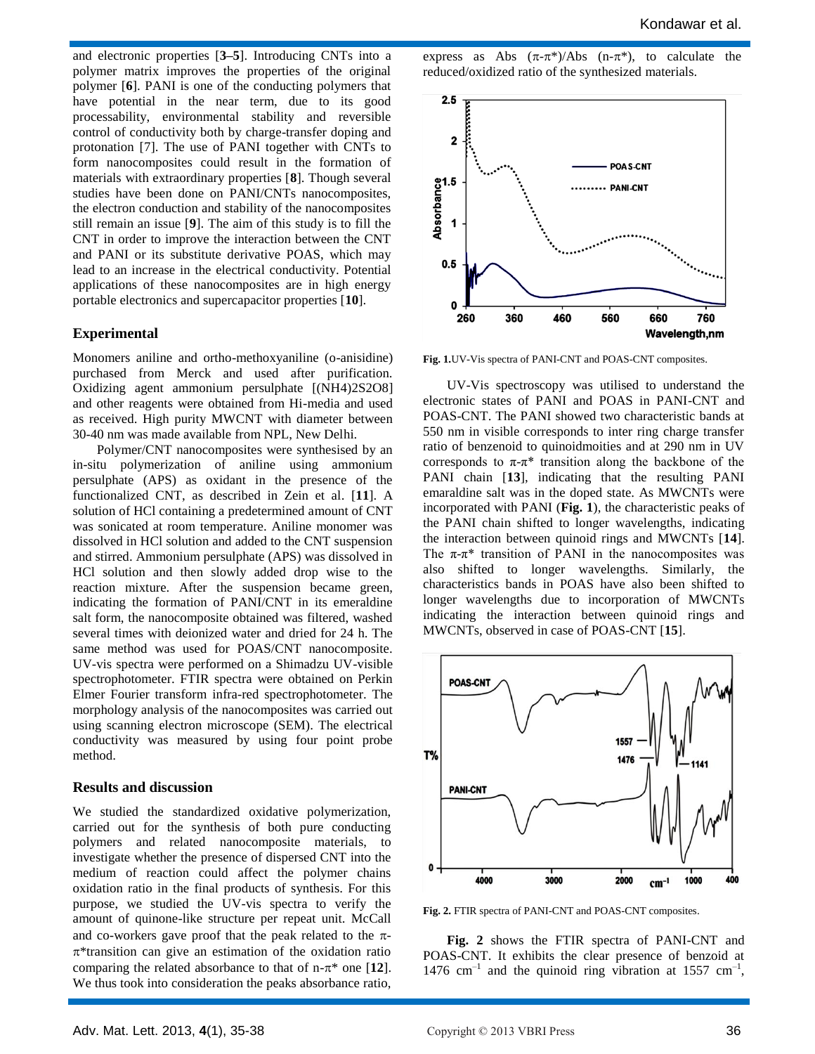and electronic properties [**3–5**]. Introducing CNTs into a polymer matrix improves the properties of the original polymer [**6**]. PANI is one of the conducting polymers that have potential in the near term, due to its good processability, environmental stability and reversible control of conductivity both by charge-transfer doping and protonation [7]. The use of PANI together with CNTs to form nanocomposites could result in the formation of materials with extraordinary properties [**8**]. Though several studies have been done on PANI/CNTs nanocomposites, the electron conduction and stability of the nanocomposites still remain an issue [**9**]. The aim of this study is to fill the CNT in order to improve the interaction between the CNT and PANI or its substitute derivative POAS, which may lead to an increase in the electrical conductivity. Potential applications of these nanocomposites are in high energy portable electronics and supercapacitor properties [**10**].

## Experimental

Monomers aniline and ortho-methoxyaniline (o-anisidine) purchased from Merck and used after purification. Oxidizing agent ammonium persulphate [(NH4)2S2O8] and other reagents were obtained from Hi-media and used as received. High purity MWCNT with diameter between 30-40 nm was made available from NPL, New Delhi.

Polymer/CNT nanocomposites were synthesised by an in-situ polymerization of aniline using ammonium persulphate (APS) as oxidant in the presence of the functionalized CNT, as described in Zein et al. [**11**]. A solution of HCl containing a predetermined amount of CNT was sonicated at room temperature. Aniline monomer was dissolved in HCl solution and added to the CNT suspension and stirred. Ammonium persulphate (APS) was dissolved in HCl solution and then slowly added drop wise to the reaction mixture. After the suspension became green, indicating the formation of PANI/CNT in its emeraldine salt form, the nanocomposite obtained was filtered, washed several times with deionized water and dried for 24 h. The same method was used for POAS/CNT nanocomposite. UV-vis spectra were performed on a Shimadzu UV-visible spectrophotometer. FTIR spectra were obtained on Perkin Elmer Fourier transform infra-red spectrophotometer. The morphology analysis of the nanocomposites was carried out using scanning electron microscope (SEM). The electrical conductivity was measured by using four point probe method.

## Results and discussion

We studied the standardized oxidative polymerization, carried out for the synthesis of both pure conducting polymers and related nanocomposite materials, to investigate whether the presence of dispersed CNT into the medium of reaction could affect the polymer chains oxidation ratio in the final products of synthesis. For this purpose, we studied the UV-vis spectra to verify the amount of quinone-like structure per repeat unit. McCall and co-workers gave proof that the peak related to the $\pi$-$\pi$*transition can give an estimation of the oxidation ratio comparing the related absorbance to that of n-$\pi$* one [**12**]. We thus took into consideration the peaks absorbance ratio, express as Abs ($\pi$-$\pi$*)/Abs (n-$\pi$*), to calculate the reduced/oxidized ratio of the synthesized materials.

**Fig. 1.** UV-Vis spectra of PANI-CNT and POAS-CNT composites.

UV-Vis spectroscopy was utilised to understand the electronic states of PANI and POAS in PANI-CNT and POAS-CNT. The PANI showed two characteristic bands at 550 nm in visible corresponds to inter ring charge transfer ratio of benzenoid to quinoidmoities and at 290 nm in UV corresponds to $\pi$-$\pi$* transition along the backbone of the PANI chain [**13**], indicating that the resulting PANI emaraldine salt was in the doped state. As MWCNTs were incorporated with PANI (**Fig. 1**), the characteristic peaks of the PANI chain shifted to longer wavelengths, indicating the interaction between quinoid rings and MWCNTs [**14**]. The $\pi$-$\pi$* transition of PANI in the nanocomposites was also shifted to longer wavelengths. Similarly, the characteristics bands in POAS have also been shifted to longer wavelengths due to incorporation of MWCNTs indicating the interaction between quinoid rings and MWCNTs, observed in case of POAS-CNT [**15**].

**Fig. 2.** FTIR spectra of PANI-CNT and POAS-CNT composites.

**Fig. 2** shows the FTIR spectra of PANI-CNT and POAS-CNT. It exhibits the clear presence of benzoid at 1476 cm$^{-1}$ and the quinoid ring vibration at 1557 cm$^{-1}$,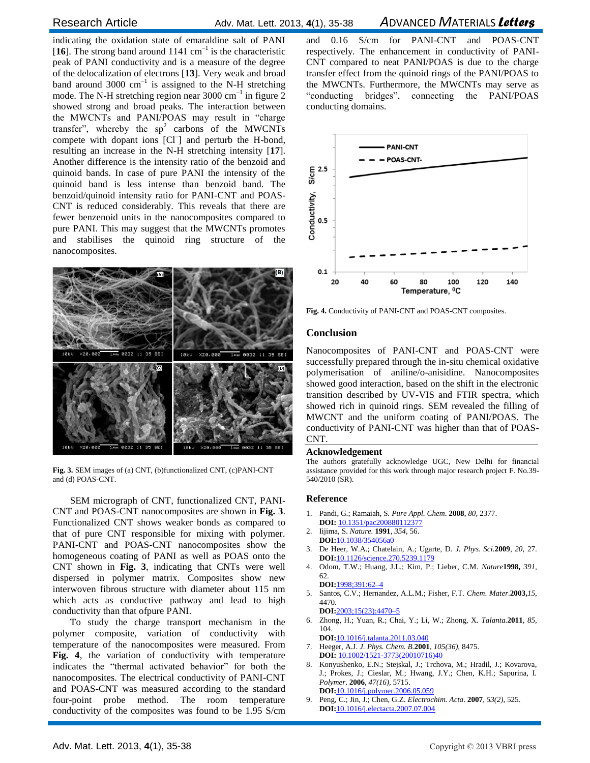indicating the oxidation state of emaraldine salt of PANI [16]. The strong band around 1141 $cm^{-1}$ is the characteristic peak of PANI conductivity and is a measure of the degree of the delocalization of electrons [13]. Very weak and broad band around 3000 $cm^{-1}$ is assigned to the N-H stretching mode. The N-H stretching region near 3000 $cm^{-1}$ in figure 2 showed strong and broad peaks. The interaction between the MWCNTs and PANI/POAS may result in "charge transfer", whereby the $sp^2$ carbons of the MWCNTs compete with dopant ions [$Cl^-$] and perturb the H-bond, resulting an increase in the N-H stretching intensity [17]. Another difference is the intensity ratio of the benzoid and quinoid bands. In case of pure PANI the intensity of the quinoid band is less intense than benzoid band. The benzoid/quinoid intensity ratio for PANI-CNT and POAS-CNT is reduced considerably. This reveals that there are fewer benzenoid units in the nanocomposites compared to pure PANI. This may suggest that the MWCNTs promotes and stabilises the quinoid ring structure of the nanocomposites.

**Fig. 3.** SEM images of (a) CNT, (b)functionalized CNT, (c)PANI-CNT and (d) POAS-CNT.

SEM micrograph of CNT, functionalized CNT, PANI-CNT and POAS-CNT nanocomposites are shown in **Fig. 3**. Functionalized CNT shows weaker bonds as compared to that of pure CNT responsible for mixing with polymer. PANI-CNT and POAS-CNT nanocomposites show the homogeneous coating of PANI as well as POAS onto the CNT shown in **Fig. 3**, indicating that CNTs were well dispersed in polymer matrix. Composites show new interwoven fibrous structure with diameter about 115 nm which acts as conductive pathway and lead to high conductivity than that ofpure PANI.

To study the charge transport mechanism in the polymer composite, variation of conductivity with temperature of the nanocomposites were measured. From **Fig. 4**, the variation of conductivity with temperature indicates the "thermal activated behavior" for both the nanocomposites. The electrical conductivity of PANI-CNT and POAS-CNT was measured according to the standard four-point probe method. The room temperature conductivity of the composites was found to be 1.95 S/cm and 0.16 S/cm for PANI-CNT and POAS-CNT respectively. The enhancement in conductivity of PANI-CNT compared to neat PANI/POAS is due to the charge transfer effect from the quinoid rings of the PANI/POAS to the MWCNTs. Furthermore, the MWCNTs may serve as "conducting bridges", connecting the PANI/POAS conducting domains.

**Fig. 4.** Conductivity of PANI-CNT and POAS-CNT composites.

## Conclusion

Nanocomposites of PANI-CNT and POAS-CNT were successfully prepared through the in-situ chemical oxidative polymerisation of aniline/o-anisidine. Nanocomposites showed good interaction, based on the shift in the electronic transition described by UV-VIS and FTIR spectra, which showed rich in quinoid rings. SEM revealed the filling of MWCNT and the uniform coating of PANI/POAS. The conductivity of PANI-CNT was higher than that of POAS-CNT.

## Acknowledgement

The authors gratefully acknowledge UGC, New Delhi for financial assistance provided for this work through major research project F. No.39-540/2010 (SR).

## Reference

1. Pandi, G.; Ramaiah, S. *Pure Appl. Chem*. **2008**, *80*, 2377. **DOI:** 10.1351/pac200880112377
2. Iijima, S. *Nature.* **1991**, *354*, 56. **DOI:**10.1038/354056a0
3. De Heer, W.A.; Chatelain, A.; Ugarte, D. *J. Phys. Sci.***2009**, *20,* 27. **DOI:**10.1126/science.270.5239.1179
4. Odom, T.W.; Huang, J.L.; Kim, P.; Lieber, C.M. *Nature***1998,** *391*, 62. **DOI:**1998;391:62–4
5. Santos, C.V.; Hernandez, A.L.M.; Fisher, F.T. *Chem. Mater.***2003,***15*, 4470. **DOI:**2003;15(23):4470–5
6. Zhong, H.; Yuan, R.; Chai, Y.; Li, W.; Zhong, X. *Talanta.***2011**, *85*, 104. **DOI:**10.1016/j.talanta.2011.03.040
7. Heeger, A.J. *J. Phys. Chem. B.***2001**, *105(36)*, 8475. **DOI:** 10.1002/1521-3773(20010716)40
8. Konyushenko, E.N.; Stejskal, J.; Trchova, M.; Hradil, J.; Kovarova, J.; Prokes, J.; Cieslar, M.; Hwang, J.Y.; Chen, K.H.; Sapurina, I. *Polymer*. **2006**, *47(16)*, 5715. **DOI:**10.1016/j.polymer.2006.05.059
9. Peng, C.; Jin, J.; Chen, G.Z. *Electrochim. Acta*. **2007**, *53(2)*, 525. **DOI:**10.1016/j.electacta.2007.07.004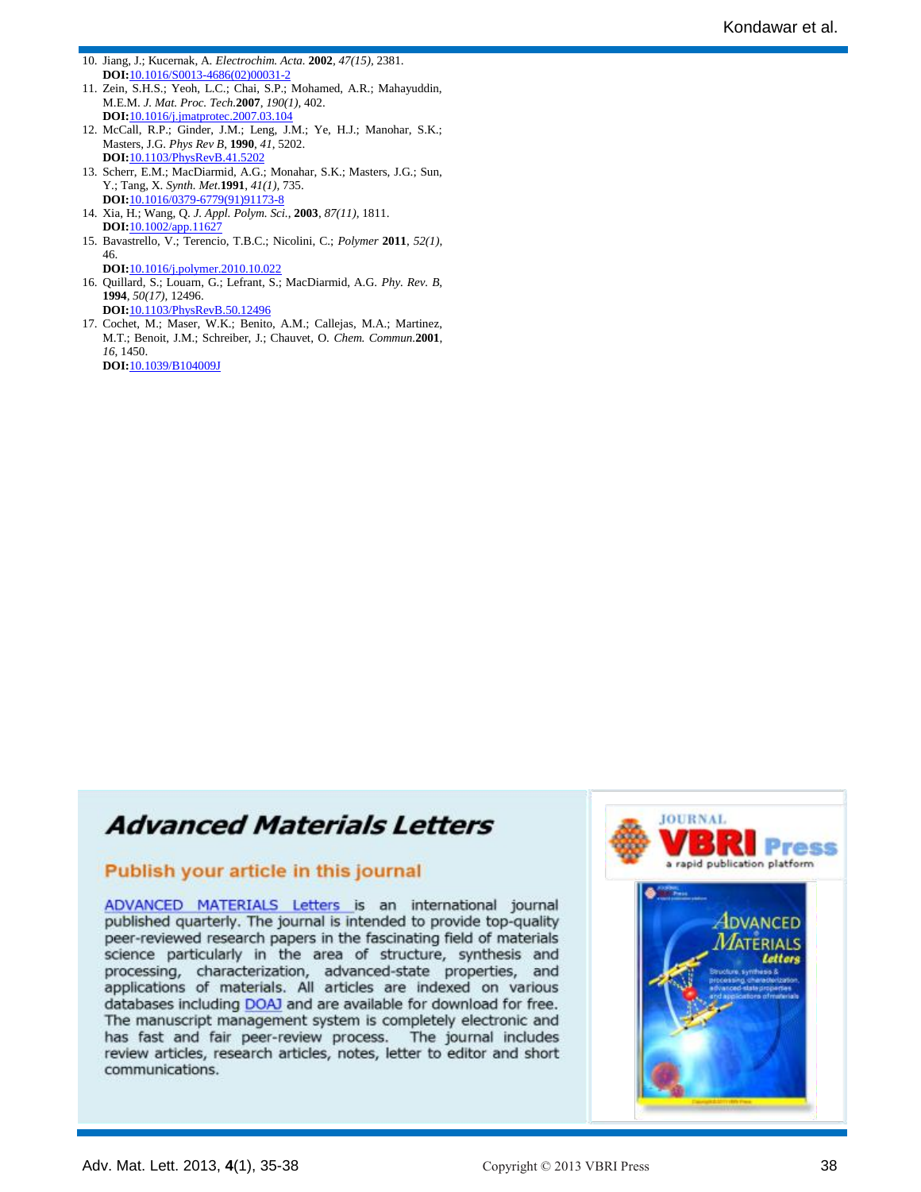10. Jiang, J.; Kucernak, A. *Electrochim. Acta.* **2002**, *47(15)*, 2381.
    **DOI:**10.1016/S0013-4686(02)00031-2
11. Zein, S.H.S.; Yeoh, L.C.; Chai, S.P.; Mohamed, A.R.; Mahayuddin, M.E.M. *J. Mat. Proc. Tech.***2007**, *190(1)*, 402.
    **DOI:**10.1016/j.jmatprotec.2007.03.104
12. McCall, R.P.; Ginder, J.M.; Leng, J.M.; Ye, H.J.; Manohar, S.K.; Masters, J.G. *Phys Rev B*, **1990**, *41*, 5202.
    **DOI:**10.1103/PhysRevB.41.5202
13. Scherr, E.M.; MacDiarmid, A.G.; Monahar, S.K.; Masters, J.G.; Sun, Y.; Tang, X. *Synth. Met.***1991**, *41(1)*, 735.
    **DOI:**10.1016/0379-6779(91)91173-8
14. Xia, H.; Wang, Q. *J. Appl. Polym. Sci.*, **2003**, *87(11)*, 1811.
    **DOI:**10.1002/app.11627
15. Bavastrello, V.; Terencio, T.B.C.; Nicolini, C.; *Polymer* **2011**, *52(1)*, 46.
    **DOI:**10.1016/j.polymer.2010.10.022
16. Quillard, S.; Louarn, G.; Lefrant, S.; MacDiarmid, A.G. *Phy. Rev. B*, **1994**, *50(17)*, 12496.
    **DOI:**10.1103/PhysRevB.50.12496
17. Cochet, M.; Maser, W.K.; Benito, A.M.; Callejas, M.A.; Martinez, M.T.; Benoit, J.M.; Schreiber, J.; Chauvet, O. *Chem. Commun.***2001**, *16*, 1450.
    **DOI:**10.1039/B104009J

## *Advanced Materials Letters*

### Publish your article in this journal

ADVANCED MATERIALS Letters is an international journal published quarterly. The journal is intended to provide top-quality peer-reviewed research papers in the fascinating field of materials science particularly in the area of structure, synthesis and processing, characterization, advanced-state properties, and applications of materials. All articles are indexed on various databases including DOAJ and are available for download for free. The manuscript management system is completely electronic and has fast and fair peer-review process. The journal includes review articles, research articles, notes, letter to editor and short communications.